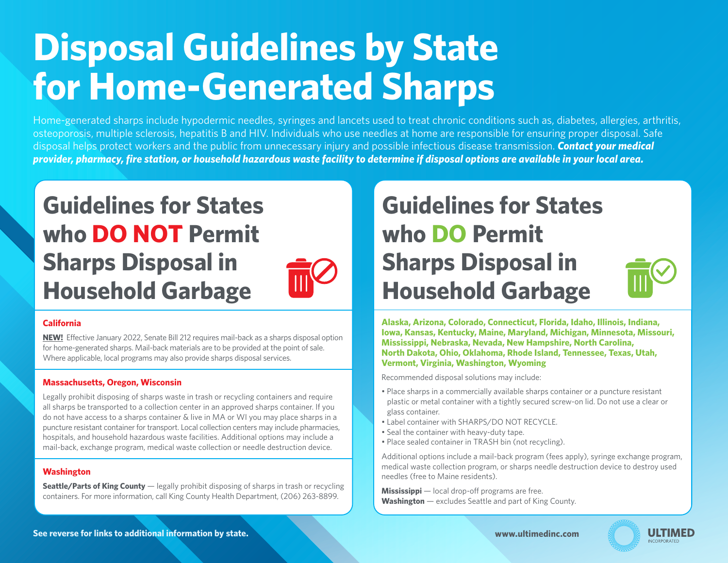# Disposal Guidelines by State for Home-Generated Sharps

Home-generated sharps include hypodermic needles, syringes and lancets used to treat chronic conditions such as, diabetes, allergies, arthritis, osteoporosis, multiple sclerosis, hepatitis B and HIV. Individuals who use needles at home are responsible for ensuring proper disposal. Safe disposal helps protect workers and the public from unnecessary injury and possible infectious disease transmission. ***Contact your medical provider, pharmacy, fire station, or household hazardous waste facility to determine if disposal options are available in your local area.***

## Guidelines for States who DO NOT Permit Sharps Disposal in Household Garbage

### California

**NEW!** Effective January 2022, Senate Bill 212 requires mail-back as a sharps disposal option for home-generated sharps. Mail-back materials are to be provided at the point of sale. Where applicable, local programs may also provide sharps disposal services.

### Massachusetts, Oregon, Wisconsin

Legally prohibit disposing of sharps waste in trash or recycling containers and require all sharps be transported to a collection center in an approved sharps container. If you do not have access to a sharps container & live in MA or WI you may place sharps in a puncture resistant container for transport. Local collection centers may include pharmacies, hospitals, and household hazardous waste facilities. Additional options may include a mail-back, exchange program, medical waste collection or needle destruction device.

### Washington

**Seattle/Parts of King County** — legally prohibit disposing of sharps in trash or recycling containers. For more information, call King County Health Department, (206) 263-8899.

## Guidelines for States who DO Permit Sharps Disposal in Household Garbage

**Alaska, Arizona, Colorado, Connecticut, Florida, Idaho, Illinois, Indiana, Iowa, Kansas, Kentucky, Maine, Maryland, Michigan, Minnesota, Missouri, Mississippi, Nebraska, Nevada, New Hampshire, North Carolina, North Dakota, Ohio, Oklahoma, Rhode Island, Tennessee, Texas, Utah, Vermont, Virginia, Washington, Wyoming**

Recommended disposal solutions may include:

- Place sharps in a commercially available sharps container or a puncture resistant plastic or metal container with a tightly secured screw-on lid. Do not use a clear or glass container.
- Label container with SHARPS/DO NOT RECYCLE.
- Seal the container with heavy-duty tape.
- Place sealed container in TRASH bin (not recycling).

Additional options include a mail-back program (fees apply), syringe exchange program, medical waste collection program, or sharps needle destruction device to destroy used needles (free to Maine residents).

**Mississippi** — local drop-off programs are free.
**Washington** — excludes Seattle and part of King County.

**See reverse for links to additional information by state.**

**www.ultimedinc.com**

ULTIMED INCORPORATED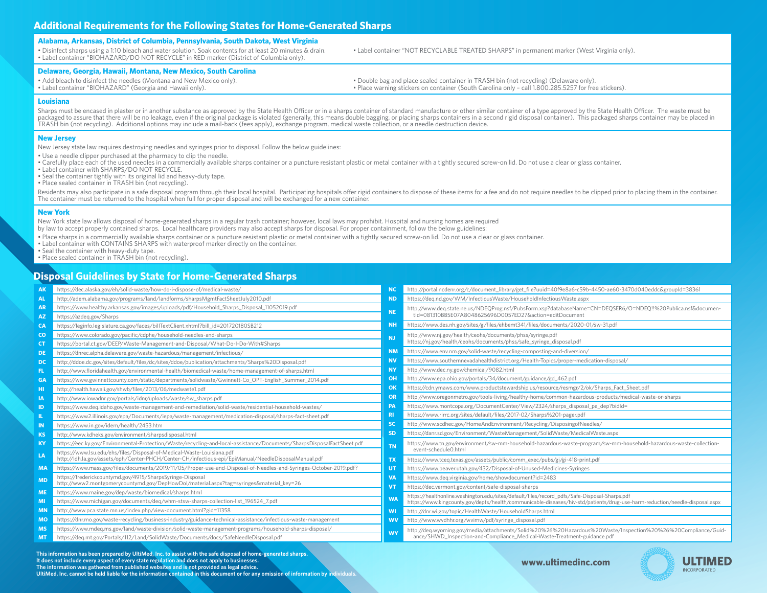## Additional Requirements for the Following States for Home-Generated Sharps

### Alabama, Arkansas, District of Columbia, Pennsylvania, South Dakota, West Virginia

- Disinfect sharps using a 1:10 bleach and water solution. Soak contents for at least 20 minutes & drain.
- Label container "BIOHAZARD/DO NOT RECYCLE" in RED marker (District of Columbia only).
- Label container "NOT RECYCLABLE TREATED SHARPS" in permanent marker (West Virginia only).

### Delaware, Georgia, Hawaii, Montana, New Mexico, South Carolina

- Add bleach to disinfect the needles (Montana and New Mexico only).
- Label container "BIOHAZARD" (Georgia and Hawaii only).
- Double bag and place sealed container in TRASH bin (not recycling) (Delaware only).
- Place warning stickers on container (South Carolina only – call 1.800.285.5257 for free stickers).

### Louisiana

Sharps must be encased in plaster or in another substance as approved by the State Health Officer or in a sharps container of standard manufacture or other similar container of a type approved by the State Health Officer. The waste must be packaged to assure that there will be no leakage, even if the original package is violated (generally, this means double bagging, or placing sharps containers in a second rigid disposal container). This packaged sharps container may be placed in TRASH bin (not recycling). Additional options may include a mail-back (fees apply), exchange program, medical waste collection, or a needle destruction device.

### New Jersey

New Jersey state law requires destroying needles and syringes prior to disposal. Follow the below guidelines:

- Use a needle clipper purchased at the pharmacy to clip the needle.
- Carefully place each of the used needles in a commercially available sharps container or a puncture resistant plastic or metal container with a tightly secured screw-on lid. Do not use a clear or glass container.
- Label container with SHARPS/DO NOT RECYCLE.
- Seal the container tightly with its original lid and heavy-duty tape.
- Place sealed container in TRASH bin (not recycling).

Residents may also participate in a safe disposal program through their local hospital. Participating hospitals offer rigid containers to dispose of these items for a fee and do not require needles to be clipped prior to placing them in the container. The container must be returned to the hospital when full for proper disposal and will be exchanged for a new container.

### New York

New York state law allows disposal of home-generated sharps in a regular trash container; however, local laws may prohibit. Hospital and nursing homes are required by law to accept properly contained sharps. Local healthcare providers may also accept sharps for disposal. For proper containment, follow the below guidelines:

- Place sharps in a commercially available sharps container or a puncture resistant plastic or metal container with a tightly secured screw-on lid. Do not use a clear or glass container.
- Label container with CONTAINS SHARPS with waterproof marker directly on the container.
- Seal the container with heavy-duty tape.
- Place sealed container in TRASH bin (not recycling).

## Disposal Guidelines by State for Home-Generated Sharps

| | |
|---|---|
| AK | https://dec.alaska.gov/eh/solid-waste/how-do-i-dispose-of/medical-waste/ |
| AL | http://adem.alabama.gov/programs/land/landforms/sharpsMgmtFactSheetJuly2010.pdf |
| AR | https://www.healthy.arkansas.gov/images/uploads/pdf/Household_Sharps_Disposal_11052019.pdf |
| AZ | https://azdeq.gov/Sharps |
| CA | https://leginfo.legislature.ca.gov/faces/billTextClient.xhtml?bill_id=201720180SB212 |
| CO | https://www.colorado.gov/pacific/cdphe/household-needles-and-sharps |
| CT | https://portal.ct.gov/DEEP/Waste-Management-and-Disposal/What-Do-I-Do-With#Sharps |
| DE | https://dnrec.alpha.delaware.gov/waste-hazardous/management/infectious/ |
| DC | http://ddoe.dc.gov/sites/default/files/dc/sites/ddoe/publication/attachments/Sharps%20Disposal.pdf |
| FL | http://www.floridahealth.gov/environmental-health/biomedical-waste/home-management-of-sharps.html |
| GA | https://www.gwinnettcounty.com/static/departments/solidwaste/Gwinnett-Co_OPT-English_Summer_2014.pdf |
| HI | http://health.hawaii.gov/shwb/files/2013/06/medwaste1.pdf |
| IA | http://www.iowadnr.gov/portals/idnr/uploads/waste/sw_sharps.pdf |
| ID | https://www.deq.idaho.gov/waste-management-and-remediation/solid-waste/residential-household-wastes/ |
| IL | https://www2.illinois.gov/epa/Documents/iepa/waste-management/medication-disposal/sharps-fact-sheet.pdf |
| IN | https://www.in.gov/idem/health/2453.htm |
| KS | http://www.kdheks.gov/environment/sharpsdisposal.html |
| KY | https://eec.ky.gov/Environmental-Protection/Waste/recycling-and-local-assistance/Documents/SharpsDisposalFactSheet.pdf |
| LA | https://www.lsu.edu/ehs/files/Disposal-of-Medical-Waste-Louisiana.pdf<br>http://ldh.la.gov/assets/oph/Center-PHCH/Center-CH/infectious-epi/EpiManual/NeedleDisposalManual.pdf |
| MA | https://www.mass.gov/files/documents/2019/11/05/Proper-use-and-Disposal-of-Needles-and-Syringes-October-2019.pdf? |
| MD | https://frederickcountymd.gov/4915/SharpsSyringe-Disposal<br>http://www2.montgomerycountymd.gov/DepHowDoI/material.aspx?tag=syringes&material_key=26 |
| ME | https://www.maine.gov/dep/waste/biomedical/sharps.html |
| MI | https://www.michigan.gov/documents/deq/whm-stsw-sharps-collection-list_196524_7.pdf |
| MN | http://www.pca.state.mn.us/index.php/view-document.html?gid=11358 |
| MO | https://dnr.mo.gov/waste-recycling/business-industry/guidance-technical-assistance/infectious-waste-management |
| MS | https://www.mdeq.ms.gov/land/waste-division/solid-waste-management-programs/household-sharps-disposal/ |
| MT | https://deq.mt.gov/Portals/112/Land/SolidWaste/Documents/docs/SafeNeedleDisposal.pdf |
| NC | http://portal.ncdenr.org/c/document_library/get_file?uuid=40f9e8a6-c59b-4450-ae60-3470d040eddc&groupId=38361 |
| ND | https://deq.nd.gov/WM/InfectiousWaste/HouseholdInfectiousWaste.aspx |
| NE | http://www.deq.state.ne.us/NDEQProg.nsf/PubsForm.xsp?databaseName=CN=DEQSER6/O=NDEQ!!%20Publica.nsf&documentId=081310BB5E07A8048625696D0057ED27&action=editDocument |
| NH | https://www.des.nh.gov/sites/g/files/ehbemt341/files/documents/2020-01/sw-31.pdf |
| NJ | http://www.nj.gov/health/ceohs/documents/phss/syringe.pdf<br>https://nj.gov/health/ceohs/documents/phss/safe_syringe_disposal.pdf |
| NM | https://www.env.nm.gov/solid-waste/recycling-composting-and-diversion/ |
| NV | https://www.southernnevadahealthdistrict.org/Health-Topics/proper-medication-disposal/ |
| NY | http://www.dec.ny.gov/chemical/9082.html |
| OH | http://www.epa.ohio.gov/portals/34/document/guidance/gd_462.pdf |
| OK | https://cdn.ymaws.com/www.productstewardship.us/resource/resmgr/2/ok/Sharps_Fact_Sheet.pdf |
| OR | http://www.oregonmetro.gov/tools-living/healthy-home/common-hazardous-products/medical-waste-or-sharps |
| PA | https://www.montcopa.org/DocumentCenter/View/2324/sharps_disposal_pa_dep?bidId= |
| RI | https://www.rirrc.org/sites/default/files/2017-02/Sharps%201-pager.pdf |
| SC | http://www.scdhec.gov/HomeAndEnvironment/Recycling/DisposingofNeedles/ |
| SD | https://danr.sd.gov/Environment/WasteManagement/SolidWaste/MedicalWaste.aspx |
| TN | https://www.tn.gov/environment/sw-mm-household-hazardous-waste-program/sw-mm-household-hazardous-waste-collection-event-schedule0.html |
| TX | https://www.tceq.texas.gov/assets/public/comm_exec/pubs/gi/gi-418-print.pdf |
| UT | https://www.beaver.utah.gov/432/Disposal-of-Unused-Medicines-Syringes |
| VA | https://www.deq.virginia.gov/home/showdocument?id=2483 |
| VT | https://dec.vermont.gov/content/safe-disposal-sharps |
| WA | https://healthonline.washington.edu/sites/default/files/record_pdfs/Safe-Disposal-Sharps.pdf<br>https://www.kingcounty.gov/depts/health/communicable-diseases/hiv-std/patients/drug-use-harm-reduction/needle-disposal.aspx |
| WI | http://dnr.wi.gov/topic/HealthWaste/HouseholdSharps.html |
| WV | http://www.wvdhhr.org/wvimw/pdf/syringe_disposal.pdf |
| WY | http://deq.wyoming.gov/media/attachments/Solid%20%26%20Hazardous%20Waste/Inspection%20%26%20Compliance/Guidance_SHWD_Inspection-and-Compliance_Medical-Waste-Treatment-guidance.pdf |

**This information has been prepared by UltiMed, Inc. to assist with the safe disposal of home-generated sharps.**
**It does not include every aspect of every state regulation and does not apply to businesses.**
**The information was gathered from published websites and is not provided as legal advice.**
**UltiMed, Inc. cannot be held liable for the information contained in this document or for any omission of information by individuals.**

**www.ultimedinc.com**

ULTIMED INCORPORATED